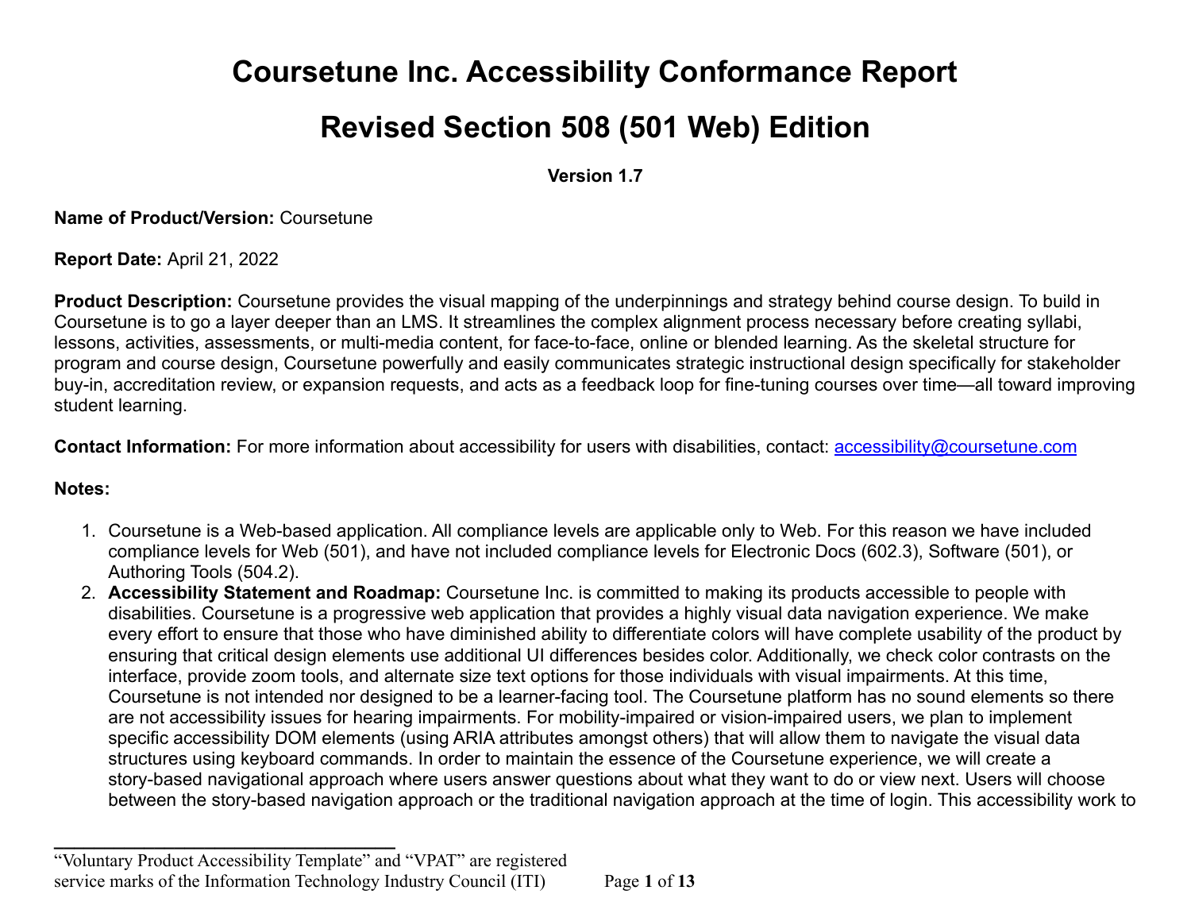# Coursetune Inc. Accessibility Conformance Report

# Revised Section 508 (501 Web) Edition

**Version 1.7**

**Name of Product/Version:** Coursetune

**Report Date:** April 21, 2022

**Product Description:** Coursetune provides the visual mapping of the underpinnings and strategy behind course design. To build in Coursetune is to go a layer deeper than an LMS. It streamlines the complex alignment process necessary before creating syllabi, lessons, activities, assessments, or multi-media content, for face-to-face, online or blended learning. As the skeletal structure for program and course design, Coursetune powerfully and easily communicates strategic instructional design specifically for stakeholder buy-in, accreditation review, or expansion requests, and acts as a feedback loop for fine-tuning courses over time—all toward improving student learning.

**Contact Information:** For more information about accessibility for users with disabilities, contact: accessibility@coursetune.com

**Notes:**

1. Coursetune is a Web-based application. All compliance levels are applicable only to Web. For this reason we have included compliance levels for Web (501), and have not included compliance levels for Electronic Docs (602.3), Software (501), or Authoring Tools (504.2).
2. **Accessibility Statement and Roadmap:** Coursetune Inc. is committed to making its products accessible to people with disabilities. Coursetune is a progressive web application that provides a highly visual data navigation experience. We make every effort to ensure that those who have diminished ability to differentiate colors will have complete usability of the product by ensuring that critical design elements use additional UI differences besides color. Additionally, we check color contrasts on the interface, provide zoom tools, and alternate size text options for those individuals with visual impairments. At this time, Coursetune is not intended nor designed to be a learner-facing tool. The Coursetune platform has no sound elements so there are not accessibility issues for hearing impairments. For mobility-impaired or vision-impaired users, we plan to implement specific accessibility DOM elements (using ARIA attributes amongst others) that will allow them to navigate the visual data structures using keyboard commands. In order to maintain the essence of the Coursetune experience, we will create a story-based navigational approach where users answer questions about what they want to do or view next. Users will choose between the story-based navigation approach or the traditional navigation approach at the time of login. This accessibility work to

“Voluntary Product Accessibility Template” and “VPAT” are registered service marks of the Information Technology Industry Council (ITI)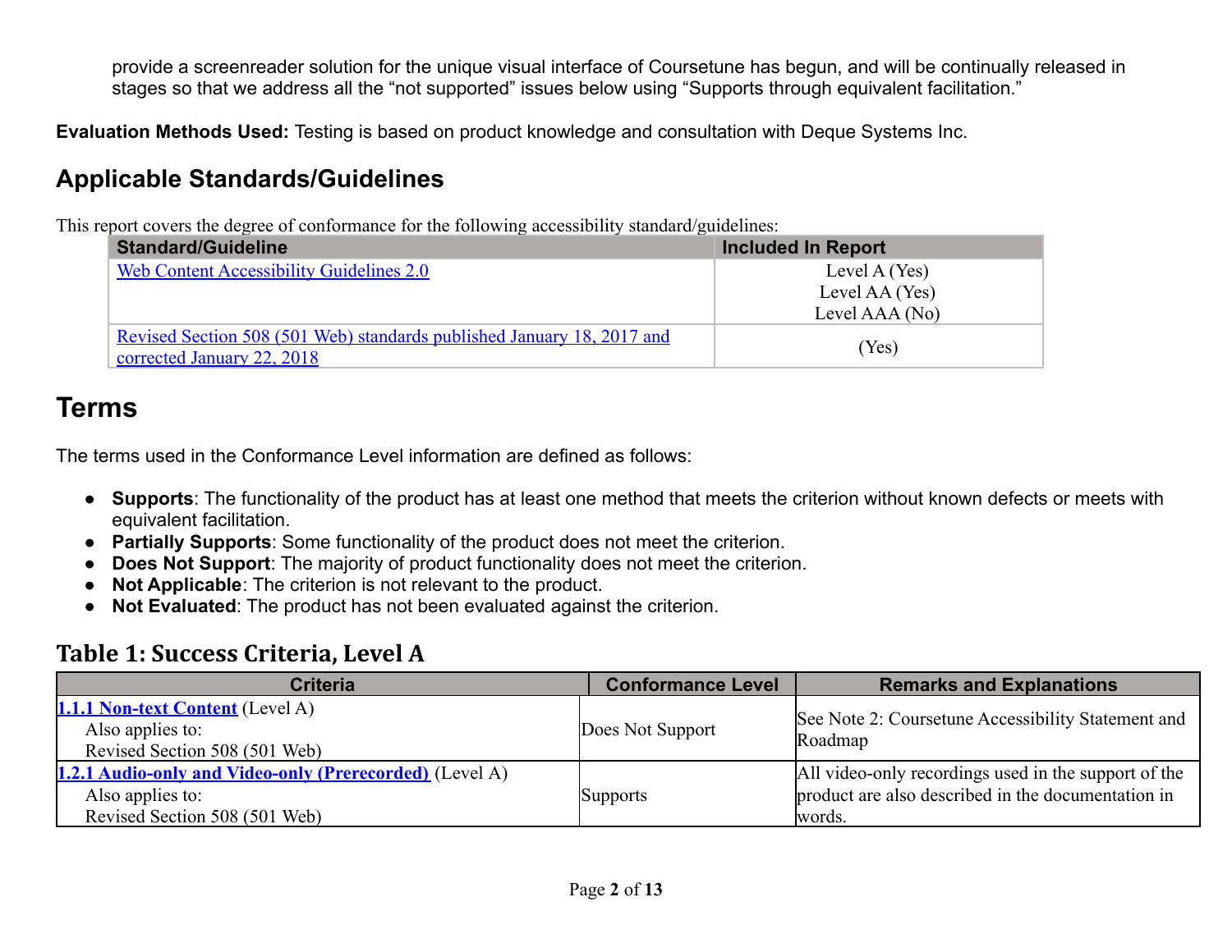provide a screenreader solution for the unique visual interface of Coursetune has begun, and will be continually released in stages so that we address all the "not supported" issues below using "Supports through equivalent facilitation."

**Evaluation Methods Used:** Testing is based on product knowledge and consultation with Deque Systems Inc.

## Applicable Standards/Guidelines

This report covers the degree of conformance for the following accessibility standard/guidelines:

| Standard/Guideline | Included In Report |
|---|---|
| Web Content Accessibility Guidelines 2.0 | Level A (Yes)<br>Level AA (Yes)<br>Level AAA (No) |
| Revised Section 508 (501 Web) standards published January 18, 2017 and corrected January 22, 2018 | (Yes) |

# Terms

The terms used in the Conformance Level information are defined as follows:

- **Supports**: The functionality of the product has at least one method that meets the criterion without known defects or meets with equivalent facilitation.
- **Partially Supports**: Some functionality of the product does not meet the criterion.
- **Does Not Support**: The majority of product functionality does not meet the criterion.
- **Not Applicable**: The criterion is not relevant to the product.
- **Not Evaluated**: The product has not been evaluated against the criterion.

### Table 1: Success Criteria, Level A

| Criteria | Conformance Level | Remarks and Explanations |
|---|---|---|
| **1.1.1 Non-text Content** (Level A)<br>Also applies to:<br>Revised Section 508 (501 Web) | Does Not Support | See Note 2: Coursetune Accessibility Statement and Roadmap |
| **1.2.1 Audio-only and Video-only (Prerecorded)** (Level A)<br>Also applies to:<br>Revised Section 508 (501 Web) | Supports | All video-only recordings used in the support of the product are also described in the documentation in words. |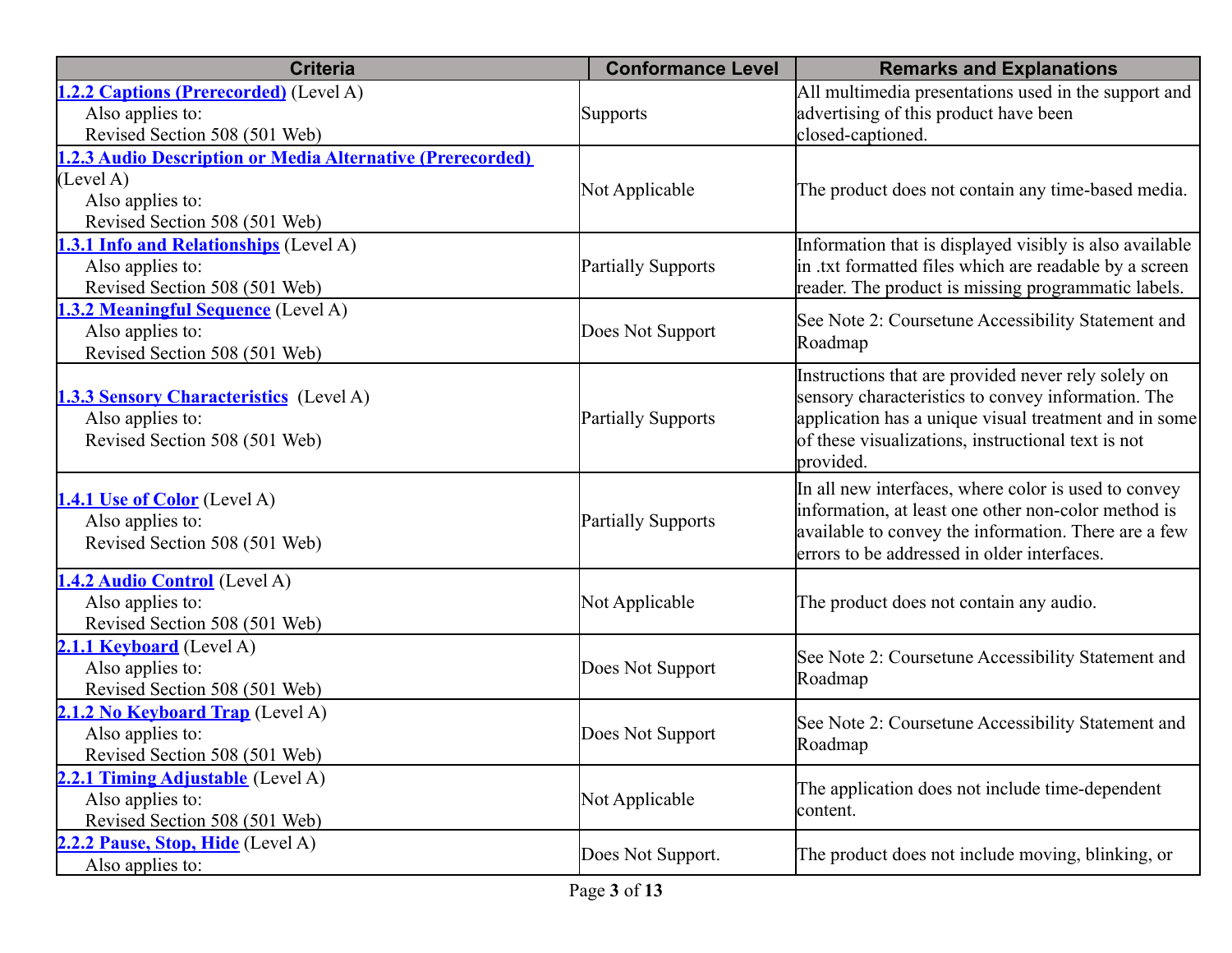| Criteria | Conformance Level | Remarks and Explanations |
|---|---|---|
| **1.2.2 Captions (Prerecorded)** (Level A)<br>Also applies to:<br>Revised Section 508 (501 Web) | Supports | All multimedia presentations used in the support and advertising of this product have been closed-captioned. |
| **1.2.3 Audio Description or Media Alternative (Prerecorded)** (Level A)<br>Also applies to:<br>Revised Section 508 (501 Web) | Not Applicable | The product does not contain any time-based media. |
| **1.3.1 Info and Relationships** (Level A)<br>Also applies to:<br>Revised Section 508 (501 Web) | Partially Supports | Information that is displayed visibly is also available in .txt formatted files which are readable by a screen reader. The product is missing programmatic labels. |
| **1.3.2 Meaningful Sequence** (Level A)<br>Also applies to:<br>Revised Section 508 (501 Web) | Does Not Support | See Note 2: Coursetune Accessibility Statement and Roadmap |
| **1.3.3 Sensory Characteristics** (Level A)<br>Also applies to:<br>Revised Section 508 (501 Web) | Partially Supports | Instructions that are provided never rely solely on sensory characteristics to convey information. The application has a unique visual treatment and in some of these visualizations, instructional text is not provided. |
| **1.4.1 Use of Color** (Level A)<br>Also applies to:<br>Revised Section 508 (501 Web) | Partially Supports | In all new interfaces, where color is used to convey information, at least one other non-color method is available to convey the information. There are a few errors to be addressed in older interfaces. |
| **1.4.2 Audio Control** (Level A)<br>Also applies to:<br>Revised Section 508 (501 Web) | Not Applicable | The product does not contain any audio. |
| **2.1.1 Keyboard** (Level A)<br>Also applies to:<br>Revised Section 508 (501 Web) | Does Not Support | See Note 2: Coursetune Accessibility Statement and Roadmap |
| **2.1.2 No Keyboard Trap** (Level A)<br>Also applies to:<br>Revised Section 508 (501 Web) | Does Not Support | See Note 2: Coursetune Accessibility Statement and Roadmap |
| **2.2.1 Timing Adjustable** (Level A)<br>Also applies to:<br>Revised Section 508 (501 Web) | Not Applicable | The application does not include time-dependent content. |
| **2.2.2 Pause, Stop, Hide** (Level A)<br>Also applies to: | Does Not Support. | The product does not include moving, blinking, or |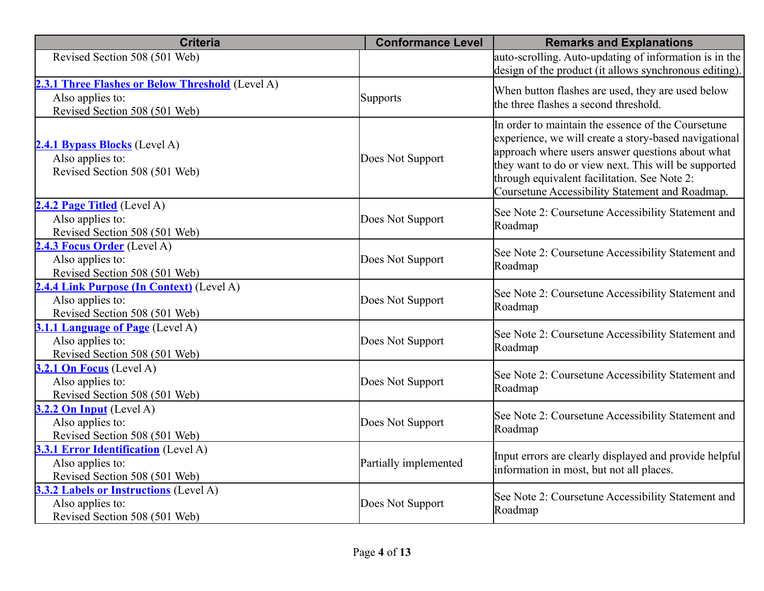| Criteria | Conformance Level | Remarks and Explanations |
|---|---|---|
| Revised Section 508 (501 Web) | | auto-scrolling. Auto-updating of information is in the design of the product (it allows synchronous editing). |
| **2.3.1 Three Flashes or Below Threshold** (Level A)<br>Also applies to:<br>Revised Section 508 (501 Web) | Supports | When button flashes are used, they are used below the three flashes a second threshold. |
| **2.4.1 Bypass Blocks** (Level A)<br>Also applies to:<br>Revised Section 508 (501 Web) | Does Not Support | In order to maintain the essence of the Coursetune experience, we will create a story-based navigational approach where users answer questions about what they want to do or view next. This will be supported through equivalent facilitation. See Note 2: Coursetune Accessibility Statement and Roadmap. |
| **2.4.2 Page Titled** (Level A)<br>Also applies to:<br>Revised Section 508 (501 Web) | Does Not Support | See Note 2: Coursetune Accessibility Statement and Roadmap |
| **2.4.3 Focus Order** (Level A)<br>Also applies to:<br>Revised Section 508 (501 Web) | Does Not Support | See Note 2: Coursetune Accessibility Statement and Roadmap |
| **2.4.4 Link Purpose (In Context)** (Level A)<br>Also applies to:<br>Revised Section 508 (501 Web) | Does Not Support | See Note 2: Coursetune Accessibility Statement and Roadmap |
| **3.1.1 Language of Page** (Level A)<br>Also applies to:<br>Revised Section 508 (501 Web) | Does Not Support | See Note 2: Coursetune Accessibility Statement and Roadmap |
| **3.2.1 On Focus** (Level A)<br>Also applies to:<br>Revised Section 508 (501 Web) | Does Not Support | See Note 2: Coursetune Accessibility Statement and Roadmap |
| **3.2.2 On Input** (Level A)<br>Also applies to:<br>Revised Section 508 (501 Web) | Does Not Support | See Note 2: Coursetune Accessibility Statement and Roadmap |
| **3.3.1 Error Identification** (Level A)<br>Also applies to:<br>Revised Section 508 (501 Web) | Partially implemented | Input errors are clearly displayed and provide helpful information in most, but not all places. |
| **3.3.2 Labels or Instructions** (Level A)<br>Also applies to:<br>Revised Section 508 (501 Web) | Does Not Support | See Note 2: Coursetune Accessibility Statement and Roadmap |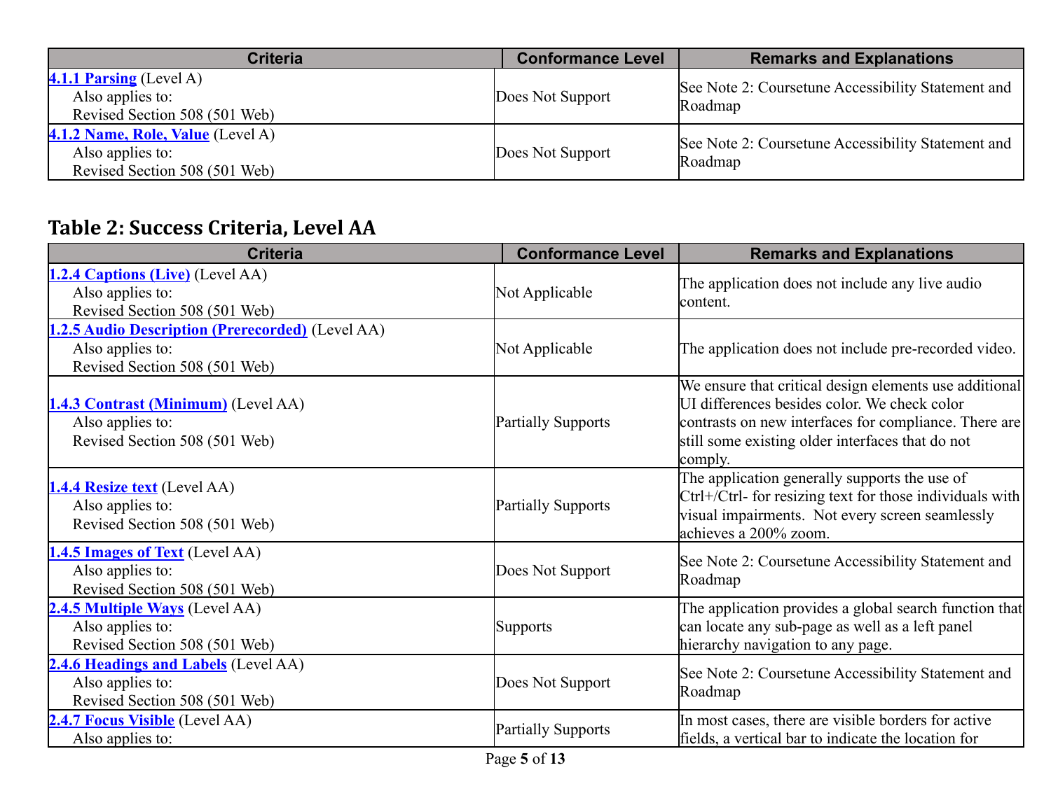| Criteria | Conformance Level | Remarks and Explanations |
|---|---|---|
| **4.1.1 Parsing** (Level A) Also applies to: Revised Section 508 (501 Web) | Does Not Support | See Note 2: Coursetune Accessibility Statement and Roadmap |
| **4.1.2 Name, Role, Value** (Level A) Also applies to: Revised Section 508 (501 Web) | Does Not Support | See Note 2: Coursetune Accessibility Statement and Roadmap |

## Table 2: Success Criteria, Level AA

| Criteria | Conformance Level | Remarks and Explanations |
|---|---|---|
| **1.2.4 Captions (Live)** (Level AA) Also applies to: Revised Section 508 (501 Web) | Not Applicable | The application does not include any live audio content. |
| **1.2.5 Audio Description (Prerecorded)** (Level AA) Also applies to: Revised Section 508 (501 Web) | Not Applicable | The application does not include pre-recorded video. |
| **1.4.3 Contrast (Minimum)** (Level AA) Also applies to: Revised Section 508 (501 Web) | Partially Supports | We ensure that critical design elements use additional UI differences besides color. We check color contrasts on new interfaces for compliance. There are still some existing older interfaces that do not comply. |
| **1.4.4 Resize text** (Level AA) Also applies to: Revised Section 508 (501 Web) | Partially Supports | The application generally supports the use of Ctrl+/Ctrl- for resizing text for those individuals with visual impairments. Not every screen seamlessly achieves a 200% zoom. |
| **1.4.5 Images of Text** (Level AA) Also applies to: Revised Section 508 (501 Web) | Does Not Support | See Note 2: Coursetune Accessibility Statement and Roadmap |
| **2.4.5 Multiple Ways** (Level AA) Also applies to: Revised Section 508 (501 Web) | Supports | The application provides a global search function that can locate any sub-page as well as a left panel hierarchy navigation to any page. |
| **2.4.6 Headings and Labels** (Level AA) Also applies to: Revised Section 508 (501 Web) | Does Not Support | See Note 2: Coursetune Accessibility Statement and Roadmap |
| **2.4.7 Focus Visible** (Level AA) Also applies to: | Partially Supports | In most cases, there are visible borders for active fields, a vertical bar to indicate the location for |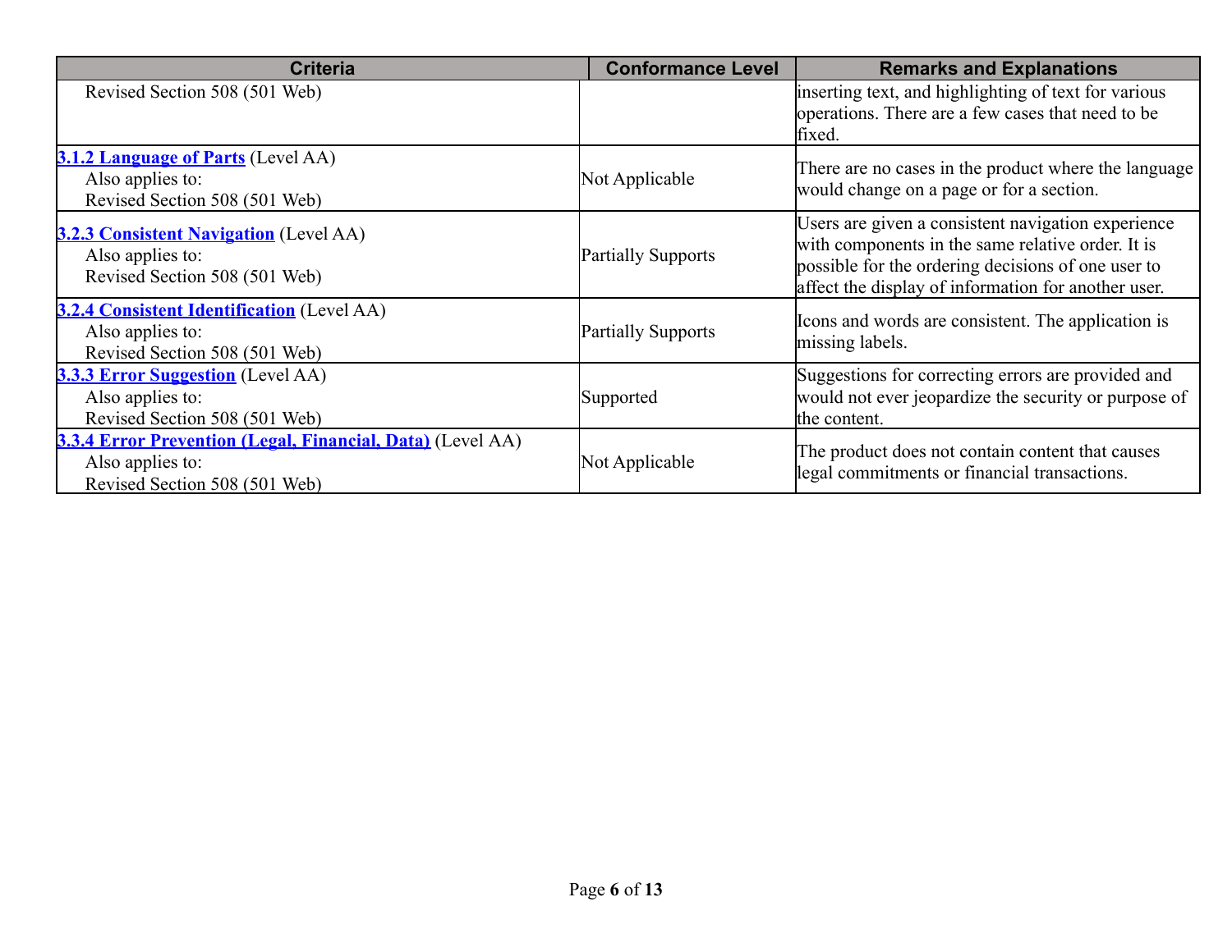| Criteria | Conformance Level | Remarks and Explanations |
| --- | --- | --- |
| Revised Section 508 (501 Web) | | inserting text, and highlighting of text for various operations. There are a few cases that need to be fixed. |
| **3.1.2 Language of Parts** (Level AA) Also applies to: Revised Section 508 (501 Web) | Not Applicable | There are no cases in the product where the language would change on a page or for a section. |
| **3.2.3 Consistent Navigation** (Level AA) Also applies to: Revised Section 508 (501 Web) | Partially Supports | Users are given a consistent navigation experience with components in the same relative order. It is possible for the ordering decisions of one user to affect the display of information for another user. |
| **3.2.4 Consistent Identification** (Level AA) Also applies to: Revised Section 508 (501 Web) | Partially Supports | Icons and words are consistent. The application is missing labels. |
| **3.3.3 Error Suggestion** (Level AA) Also applies to: Revised Section 508 (501 Web) | Supported | Suggestions for correcting errors are provided and would not ever jeopardize the security or purpose of the content. |
| **3.3.4 Error Prevention (Legal, Financial, Data)** (Level AA) Also applies to: Revised Section 508 (501 Web) | Not Applicable | The product does not contain content that causes legal commitments or financial transactions. |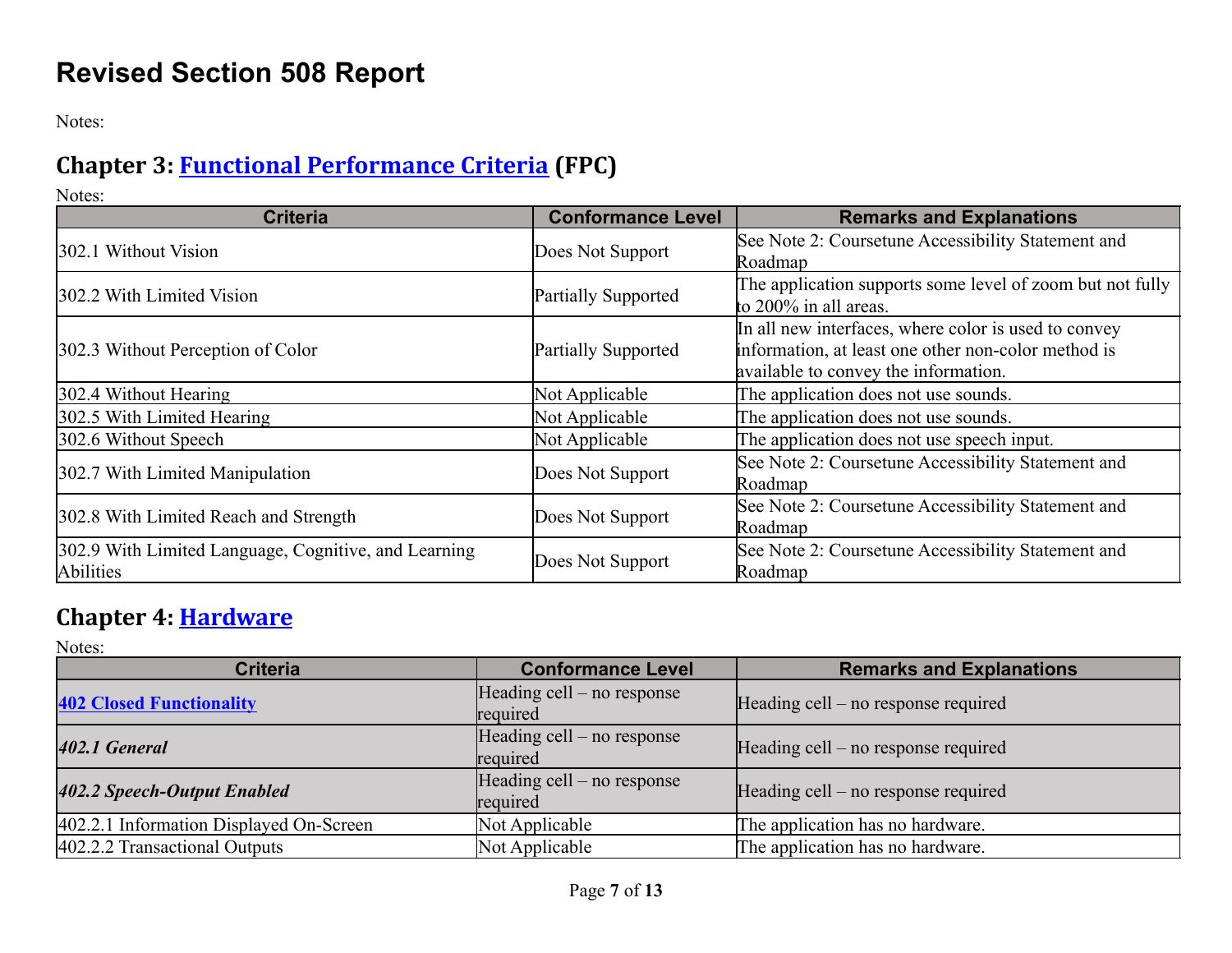# Revised Section 508 Report

Notes:

## Chapter 3: Functional Performance Criteria (FPC)

Notes:

| Criteria | Conformance Level | Remarks and Explanations |
| --- | --- | --- |
| 302.1 Without Vision | Does Not Support | See Note 2: Coursetune Accessibility Statement and Roadmap |
| 302.2 With Limited Vision | Partially Supported | The application supports some level of zoom but not fully to 200% in all areas. |
| 302.3 Without Perception of Color | Partially Supported | In all new interfaces, where color is used to convey information, at least one other non-color method is available to convey the information. |
| 302.4 Without Hearing | Not Applicable | The application does not use sounds. |
| 302.5 With Limited Hearing | Not Applicable | The application does not use sounds. |
| 302.6 Without Speech | Not Applicable | The application does not use speech input. |
| 302.7 With Limited Manipulation | Does Not Support | See Note 2: Coursetune Accessibility Statement and Roadmap |
| 302.8 With Limited Reach and Strength | Does Not Support | See Note 2: Coursetune Accessibility Statement and Roadmap |
| 302.9 With Limited Language, Cognitive, and Learning Abilities | Does Not Support | See Note 2: Coursetune Accessibility Statement and Roadmap |

## Chapter 4: Hardware

Notes:

| Criteria | Conformance Level | Remarks and Explanations |
| --- | --- | --- |
| **402 Closed Functionality** | Heading cell – no response required | Heading cell – no response required |
| ***402.1 General*** | Heading cell – no response required | Heading cell – no response required |
| ***402.2 Speech-Output Enabled*** | Heading cell – no response required | Heading cell – no response required |
| 402.2.1 Information Displayed On-Screen | Not Applicable | The application has no hardware. |
| 402.2.2 Transactional Outputs | Not Applicable | The application has no hardware. |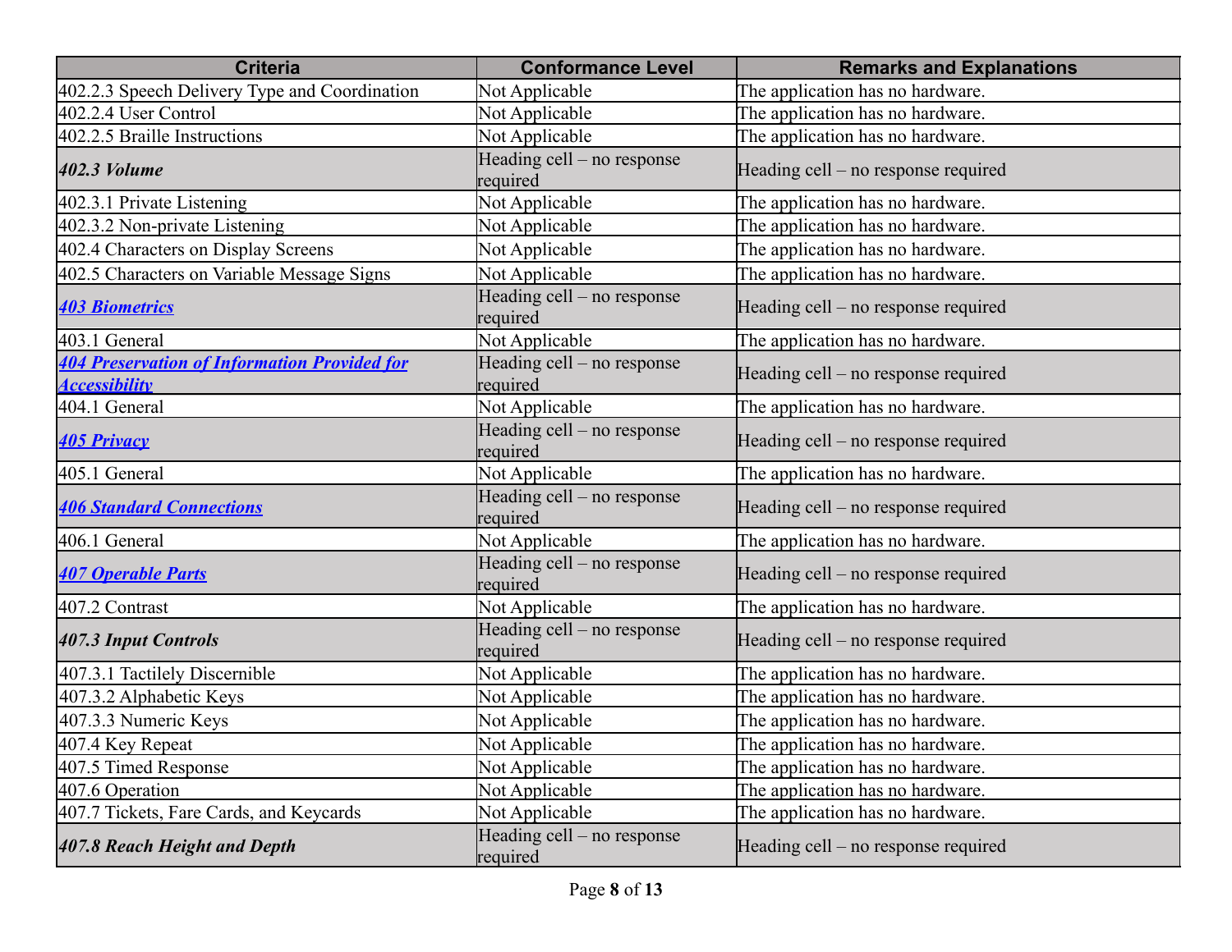| Criteria | Conformance Level | Remarks and Explanations |
|---|---|---|
| 402.2.3 Speech Delivery Type and Coordination | Not Applicable | The application has no hardware. |
| 402.2.4 User Control | Not Applicable | The application has no hardware. |
| 402.2.5 Braille Instructions | Not Applicable | The application has no hardware. |
| ***402.3 Volume*** | Heading cell – no response required | Heading cell – no response required |
| 402.3.1 Private Listening | Not Applicable | The application has no hardware. |
| 402.3.2 Non-private Listening | Not Applicable | The application has no hardware. |
| 402.4 Characters on Display Screens | Not Applicable | The application has no hardware. |
| 402.5 Characters on Variable Message Signs | Not Applicable | The application has no hardware. |
| ***403 Biometrics*** | Heading cell – no response required | Heading cell – no response required |
| 403.1 General | Not Applicable | The application has no hardware. |
| ***404 Preservation of Information Provided for Accessibility*** | Heading cell – no response required | Heading cell – no response required |
| 404.1 General | Not Applicable | The application has no hardware. |
| ***405 Privacy*** | Heading cell – no response required | Heading cell – no response required |
| 405.1 General | Not Applicable | The application has no hardware. |
| ***406 Standard Connections*** | Heading cell – no response required | Heading cell – no response required |
| 406.1 General | Not Applicable | The application has no hardware. |
| ***407 Operable Parts*** | Heading cell – no response required | Heading cell – no response required |
| 407.2 Contrast | Not Applicable | The application has no hardware. |
| ***407.3 Input Controls*** | Heading cell – no response required | Heading cell – no response required |
| 407.3.1 Tactilely Discernible | Not Applicable | The application has no hardware. |
| 407.3.2 Alphabetic Keys | Not Applicable | The application has no hardware. |
| 407.3.3 Numeric Keys | Not Applicable | The application has no hardware. |
| 407.4 Key Repeat | Not Applicable | The application has no hardware. |
| 407.5 Timed Response | Not Applicable | The application has no hardware. |
| 407.6 Operation | Not Applicable | The application has no hardware. |
| 407.7 Tickets, Fare Cards, and Keycards | Not Applicable | The application has no hardware. |
| ***407.8 Reach Height and Depth*** | Heading cell – no response required | Heading cell – no response required |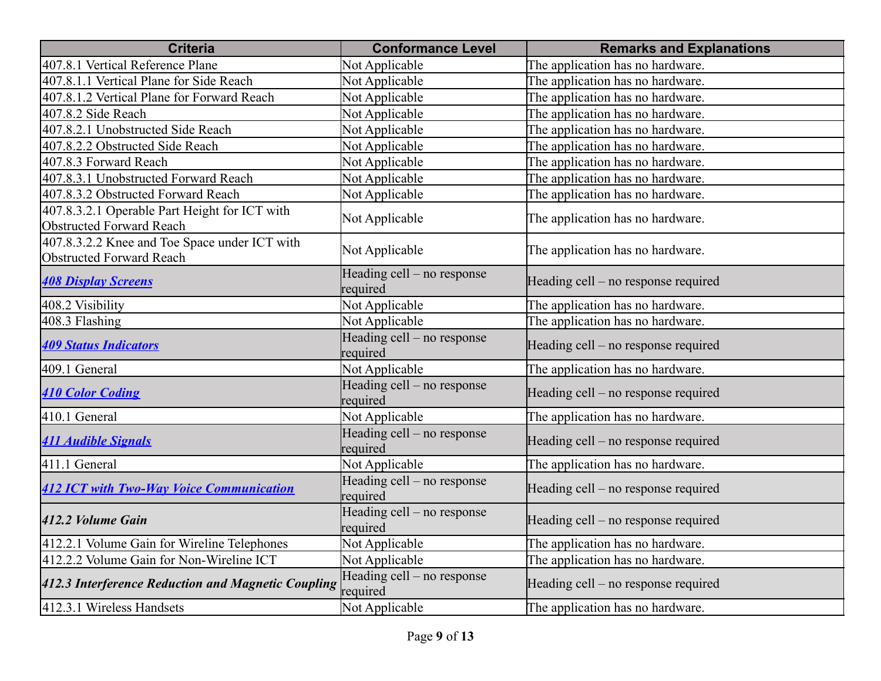| Criteria | Conformance Level | Remarks and Explanations |
|---|---|---|
| 407.8.1 Vertical Reference Plane | Not Applicable | The application has no hardware. |
| 407.8.1.1 Vertical Plane for Side Reach | Not Applicable | The application has no hardware. |
| 407.8.1.2 Vertical Plane for Forward Reach | Not Applicable | The application has no hardware. |
| 407.8.2 Side Reach | Not Applicable | The application has no hardware. |
| 407.8.2.1 Unobstructed Side Reach | Not Applicable | The application has no hardware. |
| 407.8.2.2 Obstructed Side Reach | Not Applicable | The application has no hardware. |
| 407.8.3 Forward Reach | Not Applicable | The application has no hardware. |
| 407.8.3.1 Unobstructed Forward Reach | Not Applicable | The application has no hardware. |
| 407.8.3.2 Obstructed Forward Reach | Not Applicable | The application has no hardware. |
| 407.8.3.2.1 Operable Part Height for ICT with Obstructed Forward Reach | Not Applicable | The application has no hardware. |
| 407.8.3.2.2 Knee and Toe Space under ICT with Obstructed Forward Reach | Not Applicable | The application has no hardware. |
| ***408 Display Screens*** | Heading cell – no response required | Heading cell – no response required |
| 408.2 Visibility | Not Applicable | The application has no hardware. |
| 408.3 Flashing | Not Applicable | The application has no hardware. |
| ***409 Status Indicators*** | Heading cell – no response required | Heading cell – no response required |
| 409.1 General | Not Applicable | The application has no hardware. |
| ***410 Color Coding*** | Heading cell – no response required | Heading cell – no response required |
| 410.1 General | Not Applicable | The application has no hardware. |
| ***411 Audible Signals*** | Heading cell – no response required | Heading cell – no response required |
| 411.1 General | Not Applicable | The application has no hardware. |
| ***412 ICT with Two-Way Voice Communication*** | Heading cell – no response required | Heading cell – no response required |
| ***412.2 Volume Gain*** | Heading cell – no response required | Heading cell – no response required |
| 412.2.1 Volume Gain for Wireline Telephones | Not Applicable | The application has no hardware. |
| 412.2.2 Volume Gain for Non-Wireline ICT | Not Applicable | The application has no hardware. |
| ***412.3 Interference Reduction and Magnetic Coupling*** | Heading cell – no response required | Heading cell – no response required |
| 412.3.1 Wireless Handsets | Not Applicable | The application has no hardware. |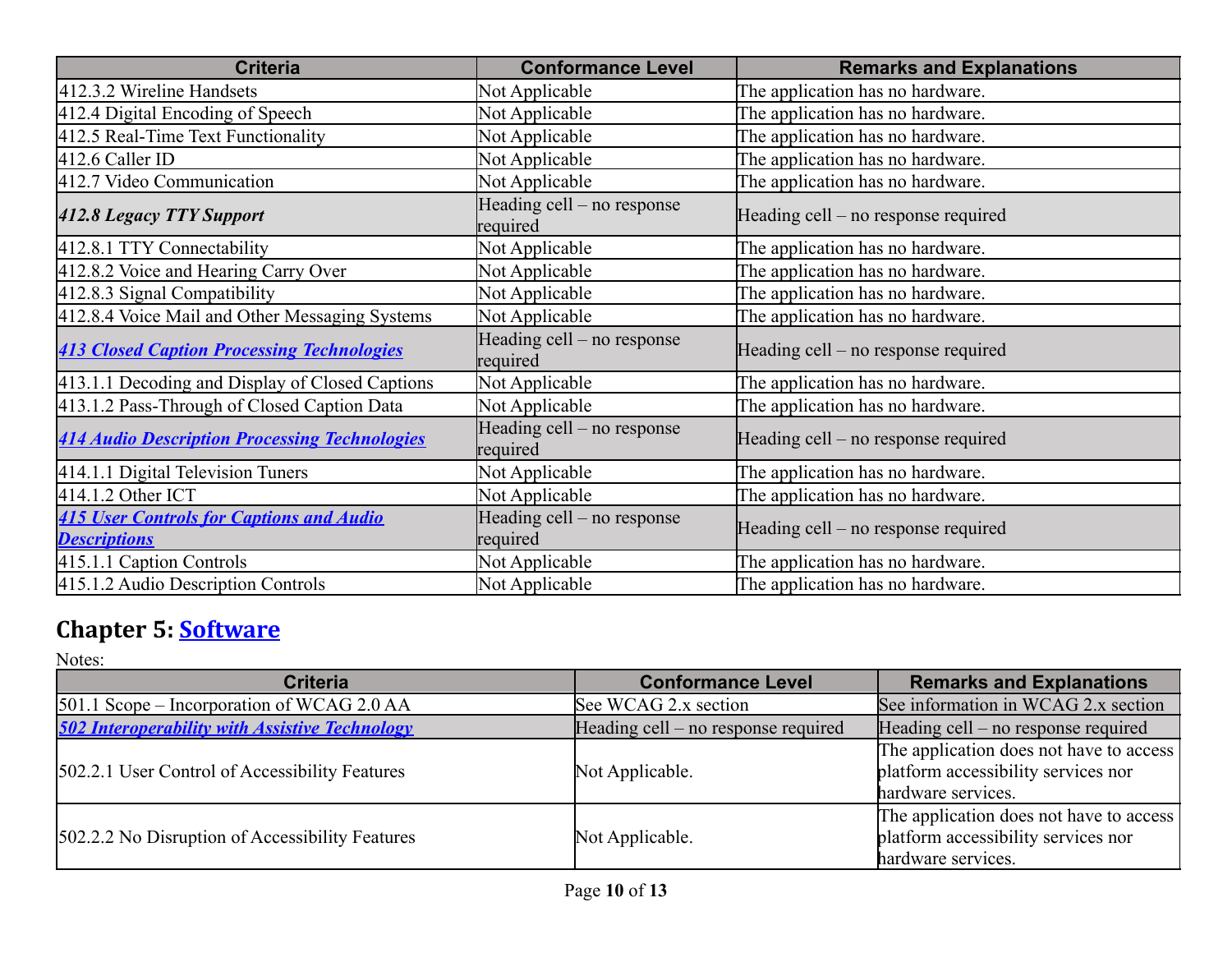| Criteria | Conformance Level | Remarks and Explanations |
| --- | --- | --- |
| 412.3.2 Wireline Handsets | Not Applicable | The application has no hardware. |
| 412.4 Digital Encoding of Speech | Not Applicable | The application has no hardware. |
| 412.5 Real-Time Text Functionality | Not Applicable | The application has no hardware. |
| 412.6 Caller ID | Not Applicable | The application has no hardware. |
| 412.7 Video Communication | Not Applicable | The application has no hardware. |
| ***412.8 Legacy TTY Support*** | Heading cell – no response required | Heading cell – no response required |
| 412.8.1 TTY Connectability | Not Applicable | The application has no hardware. |
| 412.8.2 Voice and Hearing Carry Over | Not Applicable | The application has no hardware. |
| 412.8.3 Signal Compatibility | Not Applicable | The application has no hardware. |
| 412.8.4 Voice Mail and Other Messaging Systems | Not Applicable | The application has no hardware. |
| ***413 Closed Caption Processing Technologies*** | Heading cell – no response required | Heading cell – no response required |
| 413.1.1 Decoding and Display of Closed Captions | Not Applicable | The application has no hardware. |
| 413.1.2 Pass-Through of Closed Caption Data | Not Applicable | The application has no hardware. |
| ***414 Audio Description Processing Technologies*** | Heading cell – no response required | Heading cell – no response required |
| 414.1.1 Digital Television Tuners | Not Applicable | The application has no hardware. |
| 414.1.2 Other ICT | Not Applicable | The application has no hardware. |
| ***415 User Controls for Captions and Audio Descriptions*** | Heading cell – no response required | Heading cell – no response required |
| 415.1.1 Caption Controls | Not Applicable | The application has no hardware. |
| 415.1.2 Audio Description Controls | Not Applicable | The application has no hardware. |

## Chapter 5: Software

Notes:

| Criteria | Conformance Level | Remarks and Explanations |
| --- | --- | --- |
| 501.1 Scope – Incorporation of WCAG 2.0 AA | See WCAG 2.x section | See information in WCAG 2.x section |
| ***502 Interoperability with Assistive Technology*** | Heading cell – no response required | Heading cell – no response required |
| 502.2.1 User Control of Accessibility Features | Not Applicable. | The application does not have to access platform accessibility services nor hardware services. |
| 502.2.2 No Disruption of Accessibility Features | Not Applicable. | The application does not have to access platform accessibility services nor hardware services. |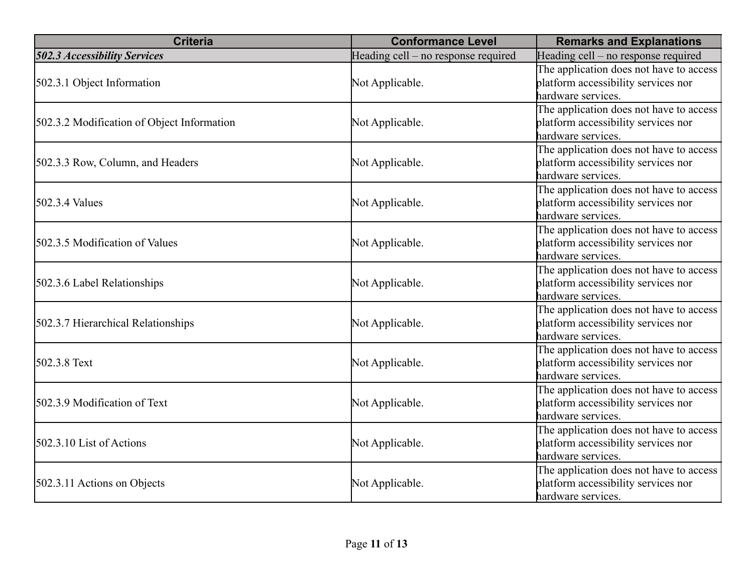| Criteria | Conformance Level | Remarks and Explanations |
| --- | --- | --- |
| ***502.3 Accessibility Services*** | Heading cell – no response required | Heading cell – no response required |
| 502.3.1 Object Information | Not Applicable. | The application does not have to access platform accessibility services nor hardware services. |
| 502.3.2 Modification of Object Information | Not Applicable. | The application does not have to access platform accessibility services nor hardware services. |
| 502.3.3 Row, Column, and Headers | Not Applicable. | The application does not have to access platform accessibility services nor hardware services. |
| 502.3.4 Values | Not Applicable. | The application does not have to access platform accessibility services nor hardware services. |
| 502.3.5 Modification of Values | Not Applicable. | The application does not have to access platform accessibility services nor hardware services. |
| 502.3.6 Label Relationships | Not Applicable. | The application does not have to access platform accessibility services nor hardware services. |
| 502.3.7 Hierarchical Relationships | Not Applicable. | The application does not have to access platform accessibility services nor hardware services. |
| 502.3.8 Text | Not Applicable. | The application does not have to access platform accessibility services nor hardware services. |
| 502.3.9 Modification of Text | Not Applicable. | The application does not have to access platform accessibility services nor hardware services. |
| 502.3.10 List of Actions | Not Applicable. | The application does not have to access platform accessibility services nor hardware services. |
| 502.3.11 Actions on Objects | Not Applicable. | The application does not have to access platform accessibility services nor hardware services. |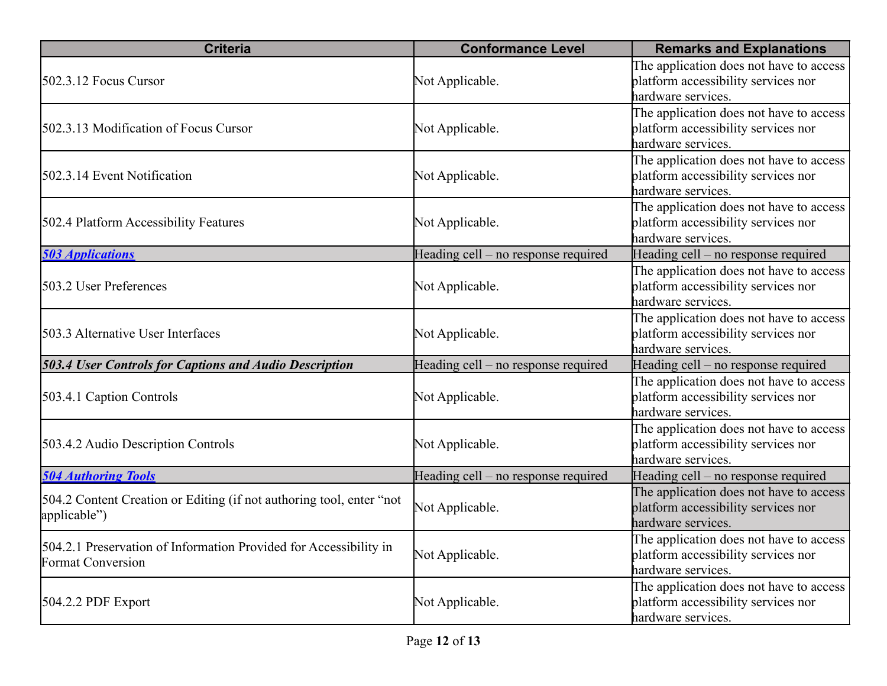| Criteria | Conformance Level | Remarks and Explanations |
| --- | --- | --- |
| 502.3.12 Focus Cursor | Not Applicable. | The application does not have to access platform accessibility services nor hardware services. |
| 502.3.13 Modification of Focus Cursor | Not Applicable. | The application does not have to access platform accessibility services nor hardware services. |
| 502.3.14 Event Notification | Not Applicable. | The application does not have to access platform accessibility services nor hardware services. |
| 502.4 Platform Accessibility Features | Not Applicable. | The application does not have to access platform accessibility services nor hardware services. |
| ***503 Applications*** | Heading cell – no response required | Heading cell – no response required |
| 503.2 User Preferences | Not Applicable. | The application does not have to access platform accessibility services nor hardware services. |
| 503.3 Alternative User Interfaces | Not Applicable. | The application does not have to access platform accessibility services nor hardware services. |
| ***503.4 User Controls for Captions and Audio Description*** | Heading cell – no response required | Heading cell – no response required |
| 503.4.1 Caption Controls | Not Applicable. | The application does not have to access platform accessibility services nor hardware services. |
| 503.4.2 Audio Description Controls | Not Applicable. | The application does not have to access platform accessibility services nor hardware services. |
| ***504 Authoring Tools*** | Heading cell – no response required | Heading cell – no response required |
| 504.2 Content Creation or Editing (if not authoring tool, enter "not applicable") | Not Applicable. | The application does not have to access platform accessibility services nor hardware services. |
| 504.2.1 Preservation of Information Provided for Accessibility in Format Conversion | Not Applicable. | The application does not have to access platform accessibility services nor hardware services. |
| 504.2.2 PDF Export | Not Applicable. | The application does not have to access platform accessibility services nor hardware services. |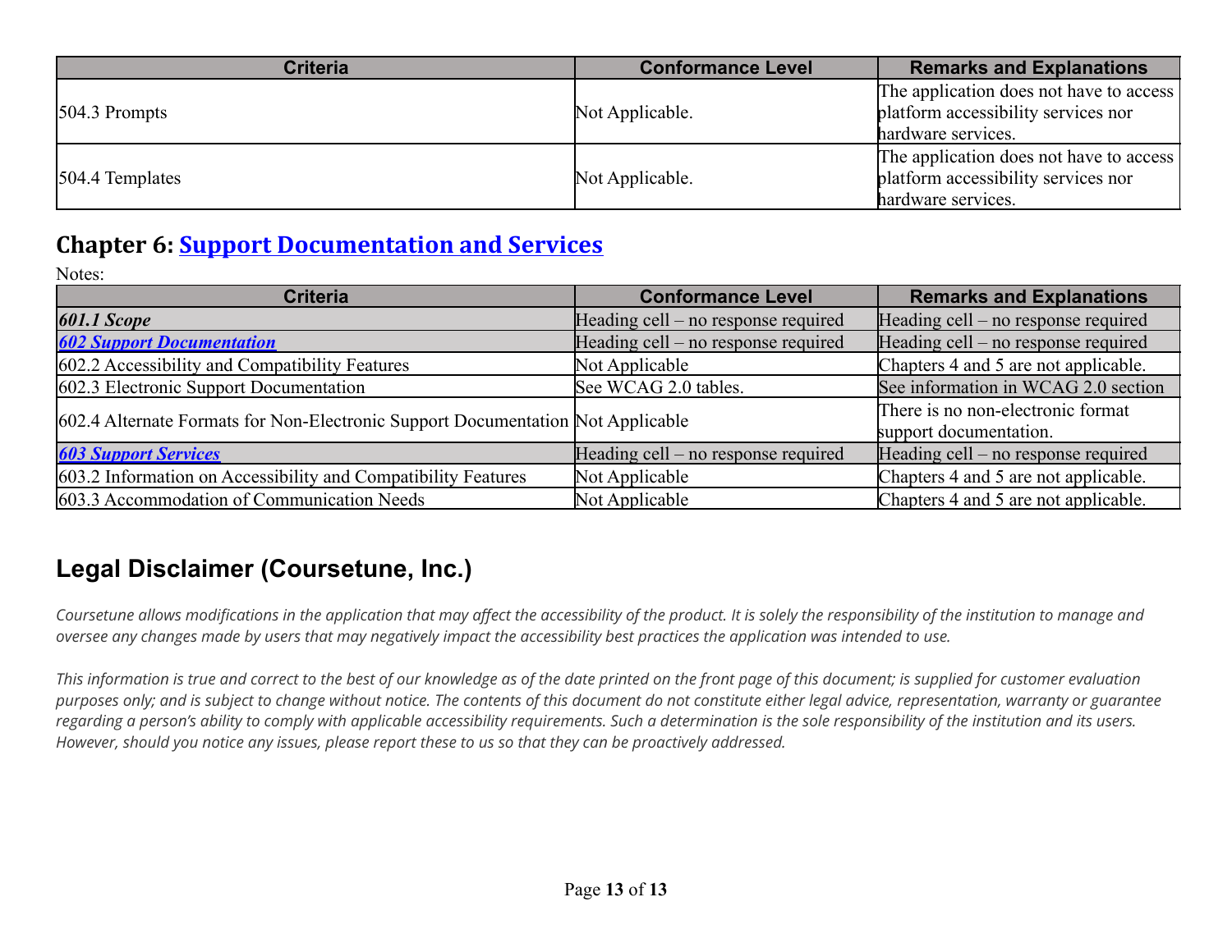| Criteria | Conformance Level | Remarks and Explanations |
| --- | --- | --- |
| 504.3 Prompts | Not Applicable. | The application does not have to access platform accessibility services nor hardware services. |
| 504.4 Templates | Not Applicable. | The application does not have to access platform accessibility services nor hardware services. |

## Chapter 6: Support Documentation and Services

Notes:

| Criteria | Conformance Level | Remarks and Explanations |
| --- | --- | --- |
| ***601.1 Scope*** | Heading cell – no response required | Heading cell – no response required |
| ***602 Support Documentation*** | Heading cell – no response required | Heading cell – no response required |
| 602.2 Accessibility and Compatibility Features | Not Applicable | Chapters 4 and 5 are not applicable. |
| 602.3 Electronic Support Documentation | See WCAG 2.0 tables. | See information in WCAG 2.0 section |
| 602.4 Alternate Formats for Non-Electronic Support Documentation | Not Applicable | There is no non-electronic format support documentation. |
| ***603 Support Services*** | Heading cell – no response required | Heading cell – no response required |
| 603.2 Information on Accessibility and Compatibility Features | Not Applicable | Chapters 4 and 5 are not applicable. |
| 603.3 Accommodation of Communication Needs | Not Applicable | Chapters 4 and 5 are not applicable. |

## Legal Disclaimer (Coursetune, Inc.)

*Coursetune allows modifications in the application that may affect the accessibility of the product. It is solely the responsibility of the institution to manage and oversee any changes made by users that may negatively impact the accessibility best practices the application was intended to use.*

*This information is true and correct to the best of our knowledge as of the date printed on the front page of this document; is supplied for customer evaluation purposes only; and is subject to change without notice. The contents of this document do not constitute either legal advice, representation, warranty or guarantee regarding a person's ability to comply with applicable accessibility requirements. Such a determination is the sole responsibility of the institution and its users. However, should you notice any issues, please report these to us so that they can be proactively addressed.*